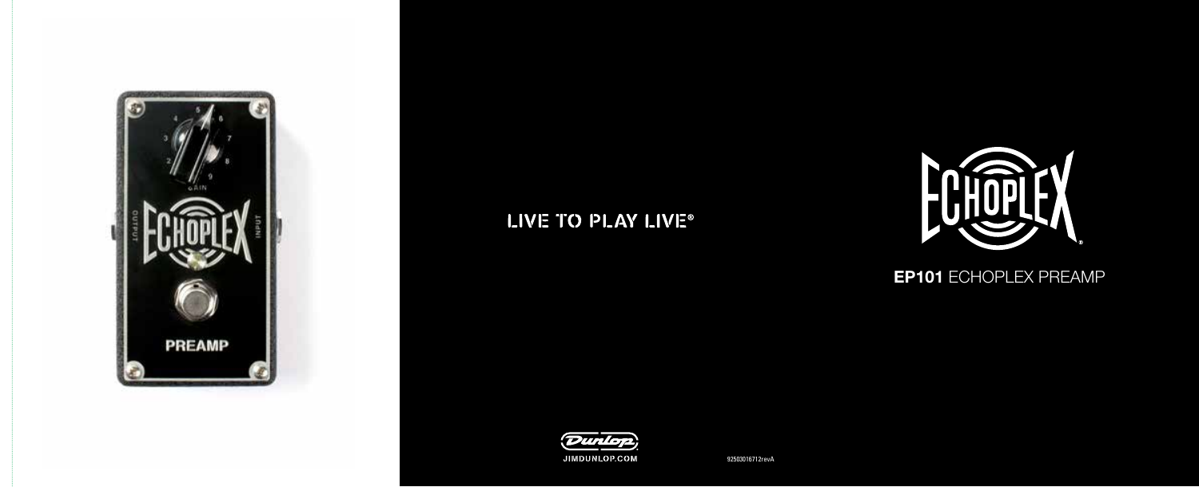LIVE TO PLAY LIVE®

# ECHOPLEX

## EP101 ECHOPLEX PREAMP

JIMDUNLOP.COM

92503016712revA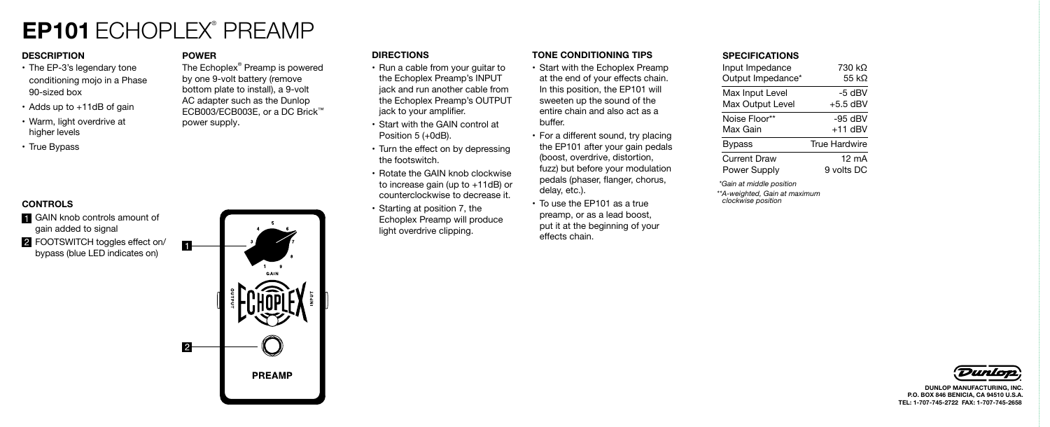# EP101 ECHOPLEX® PREAMP

## DESCRIPTION

- The EP-3's legendary tone conditioning mojo in a Phase 90-sized box
- Adds up to +11dB of gain
- Warm, light overdrive at higher levels
- True Bypass

## POWER

The Echoplex® Preamp is powered by one 9-volt battery (remove bottom plate to install), a 9-volt AC adapter such as the Dunlop ECB003/ECB003E, or a DC Brick™ power supply.

## CONTROLS

1. GAIN knob controls amount of gain added to signal
2. FOOTSWITCH toggles effect on/bypass (blue LED indicates on)

1

5
4 6
3 7
8
1 9
GAIN

OUTPUT
ECHOPLEX
INPUT

2

PREAMP

## DIRECTIONS

- Run a cable from your guitar to the Echoplex Preamp's INPUT jack and run another cable from the Echoplex Preamp's OUTPUT jack to your amplifier.
- Start with the GAIN control at Position 5 (+0dB).
- Turn the effect on by depressing the footswitch.
- Rotate the GAIN knob clockwise to increase gain (up to +11dB) or counterclockwise to decrease it.
- Starting at position 7, the Echoplex Preamp will produce light overdrive clipping.

## TONE CONDITIONING TIPS

- Start with the Echoplex Preamp at the end of your effects chain. In this position, the EP101 will sweeten up the sound of the entire chain and also act as a buffer.
- For a different sound, try placing the EP101 after your gain pedals (boost, overdrive, distortion, fuzz) but before your modulation pedals (phaser, flanger, chorus, delay, etc.).
- To use the EP101 as a true preamp, or as a lead boost, put it at the beginning of your effects chain.

## SPECIFICATIONS

| | |
|---|---|
| Input Impedance | 730 kΩ |
| Output Impedance* | 55 kΩ |
| Max Input Level | -5 dBV |
| Max Output Level | +5.5 dBV |
| Noise Floor** | -95 dBV |
| Max Gain | +11 dBV |
| Bypass | True Hardwire |
| Current Draw | 12 mA |
| Power Supply | 9 volts DC |

*\*Gain at middle position*

*\*\*A-weighted, Gain at maximum clockwise position*

Dunlop

**DUNLOP MANUFACTURING, INC.**
**P.O. BOX 846 BENICIA, CA 94510 U.S.A.**
**TEL: 1-707-745-2722 FAX: 1-707-745-2658**